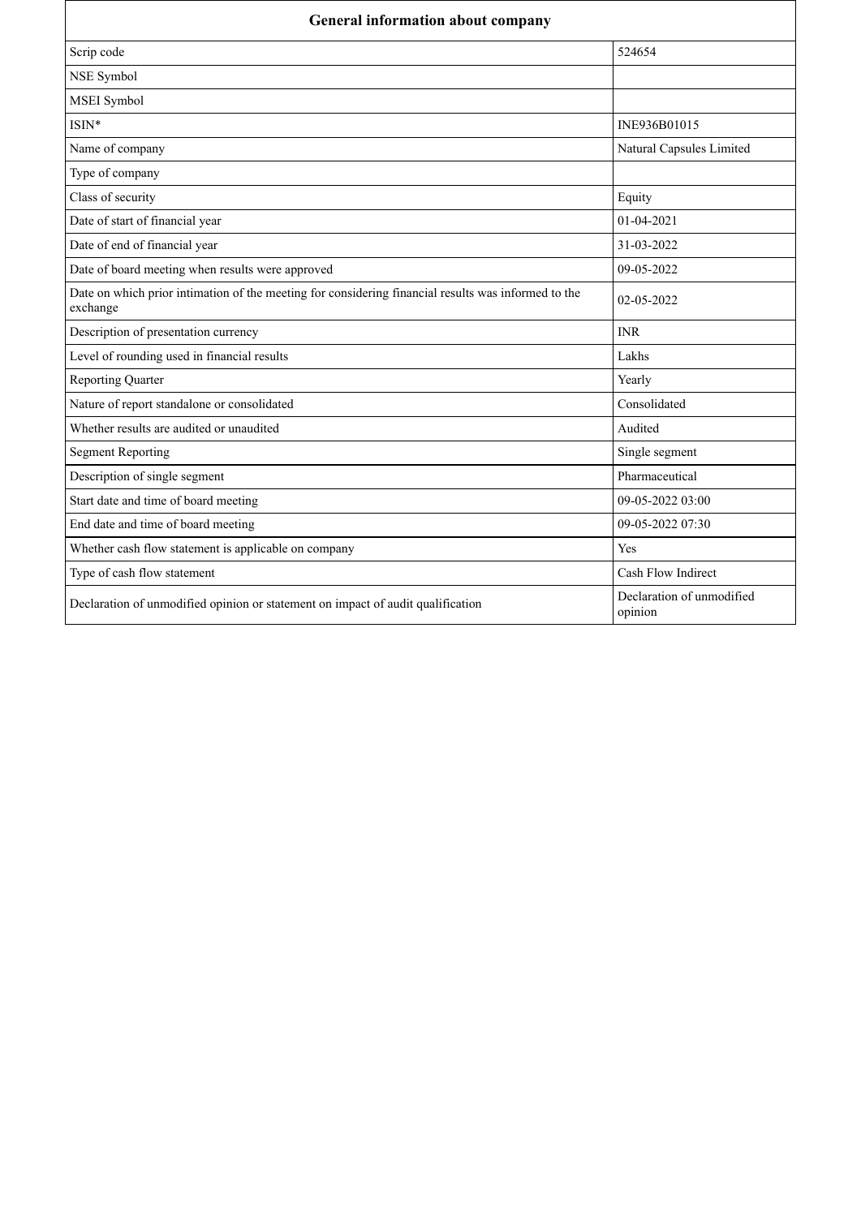| General information about company | |
|---|---|
| Scrip code | 524654 |
| NSE Symbol | |
| MSEI Symbol | |
| ISIN* | INE936B01015 |
| Name of company | Natural Capsules Limited |
| Type of company | |
| Class of security | Equity |
| Date of start of financial year | 01-04-2021 |
| Date of end of financial year | 31-03-2022 |
| Date of board meeting when results were approved | 09-05-2022 |
| Date on which prior intimation of the meeting for considering financial results was informed to the exchange | 02-05-2022 |
| Description of presentation currency | INR |
| Level of rounding used in financial results | Lakhs |
| Reporting Quarter | Yearly |
| Nature of report standalone or consolidated | Consolidated |
| Whether results are audited or unaudited | Audited |
| Segment Reporting | Single segment |
| Description of single segment | Pharmaceutical |
| Start date and time of board meeting | 09-05-2022 03:00 |
| End date and time of board meeting | 09-05-2022 07:30 |
| Whether cash flow statement is applicable on company | Yes |
| Type of cash flow statement | Cash Flow Indirect |
| Declaration of unmodified opinion or statement on impact of audit qualification | Declaration of unmodified opinion |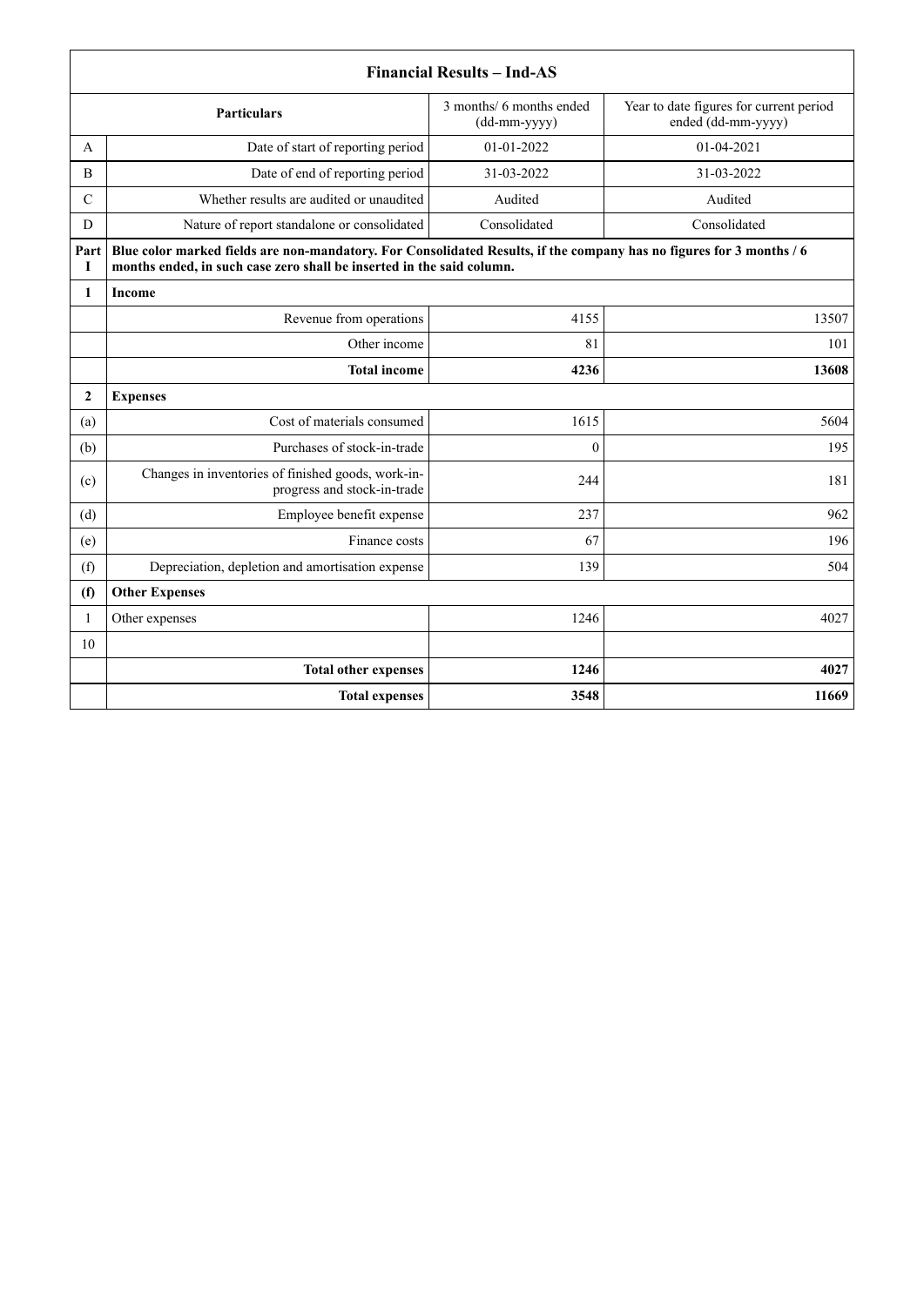| Financial Results – Ind-AS | | | |
|---|---|---|---|
| | **Particulars** | 3 months/ 6 months ended (dd-mm-yyyy) | Year to date figures for current period ended (dd-mm-yyyy) |
| A | Date of start of reporting period | 01-01-2022 | 01-04-2021 |
| B | Date of end of reporting period | 31-03-2022 | 31-03-2022 |
| C | Whether results are audited or unaudited | Audited | Audited |
| D | Nature of report standalone or consolidated | Consolidated | Consolidated |
| **Part I** | **Blue color marked fields are non-mandatory. For Consolidated Results, if the company has no figures for 3 months / 6 months ended, in such case zero shall be inserted in the said column.** | | |
| **1** | **Income** | | |
| | Revenue from operations | 4155 | 13507 |
| | Other income | 81 | 101 |
| | **Total income** | **4236** | **13608** |
| **2** | **Expenses** | | |
| (a) | Cost of materials consumed | 1615 | 5604 |
| (b) | Purchases of stock-in-trade | 0 | 195 |
| (c) | Changes in inventories of finished goods, work-in-progress and stock-in-trade | 244 | 181 |
| (d) | Employee benefit expense | 237 | 962 |
| (e) | Finance costs | 67 | 196 |
| (f) | Depreciation, depletion and amortisation expense | 139 | 504 |
| **(f)** | **Other Expenses** | | |
| 1 | Other expenses | 1246 | 4027 |
| 10 | | | |
| | **Total other expenses** | **1246** | **4027** |
| | **Total expenses** | **3548** | **11669** |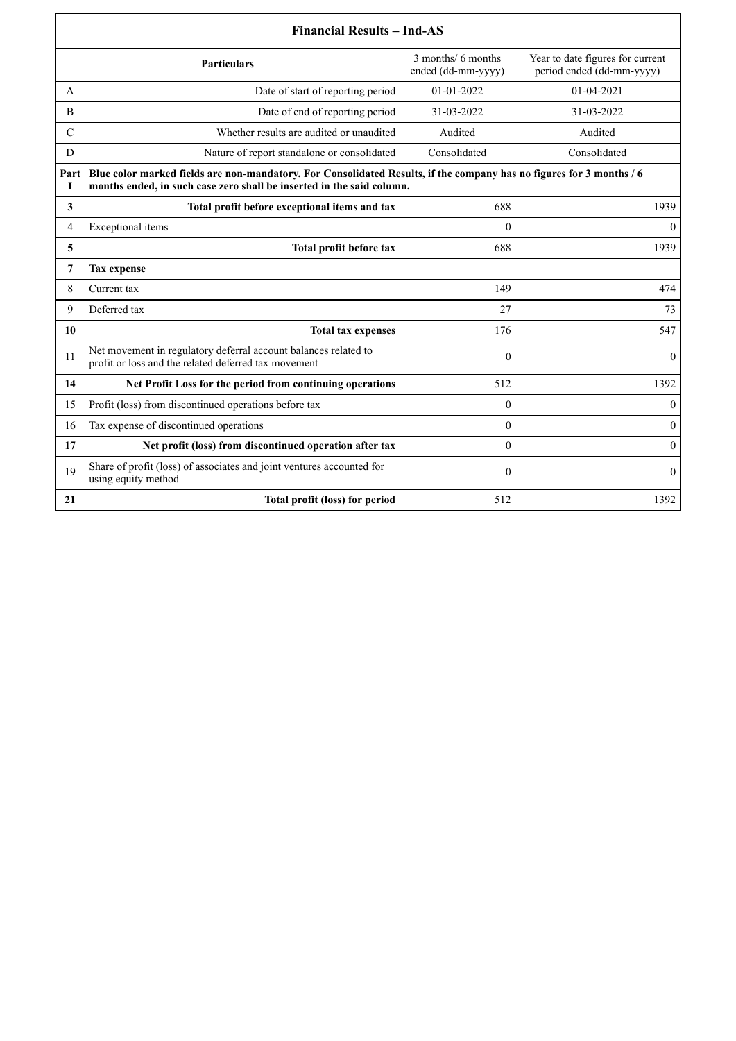| Financial Results – Ind-AS | | | |
|---|---|---|---|
| | **Particulars** | 3 months/ 6 months ended (dd-mm-yyyy) | Year to date figures for current period ended (dd-mm-yyyy) |
| A | Date of start of reporting period | 01-01-2022 | 01-04-2021 |
| B | Date of end of reporting period | 31-03-2022 | 31-03-2022 |
| C | Whether results are audited or unaudited | Audited | Audited |
| D | Nature of report standalone or consolidated | Consolidated | Consolidated |
| **Part I** | **Blue color marked fields are non-mandatory. For Consolidated Results, if the company has no figures for 3 months / 6 months ended, in such case zero shall be inserted in the said column.** | | |
| **3** | **Total profit before exceptional items and tax** | 688 | 1939 |
| 4 | Exceptional items | 0 | 0 |
| **5** | **Total profit before tax** | 688 | 1939 |
| **7** | **Tax expense** | | |
| 8 | Current tax | 149 | 474 |
| 9 | Deferred tax | 27 | 73 |
| **10** | **Total tax expenses** | 176 | 547 |
| 11 | Net movement in regulatory deferral account balances related to profit or loss and the related deferred tax movement | 0 | 0 |
| **14** | **Net Profit Loss for the period from continuing operations** | 512 | 1392 |
| 15 | Profit (loss) from discontinued operations before tax | 0 | 0 |
| 16 | Tax expense of discontinued operations | 0 | 0 |
| **17** | **Net profit (loss) from discontinued operation after tax** | 0 | 0 |
| 19 | Share of profit (loss) of associates and joint ventures accounted for using equity method | 0 | 0 |
| **21** | **Total profit (loss) for period** | 512 | 1392 |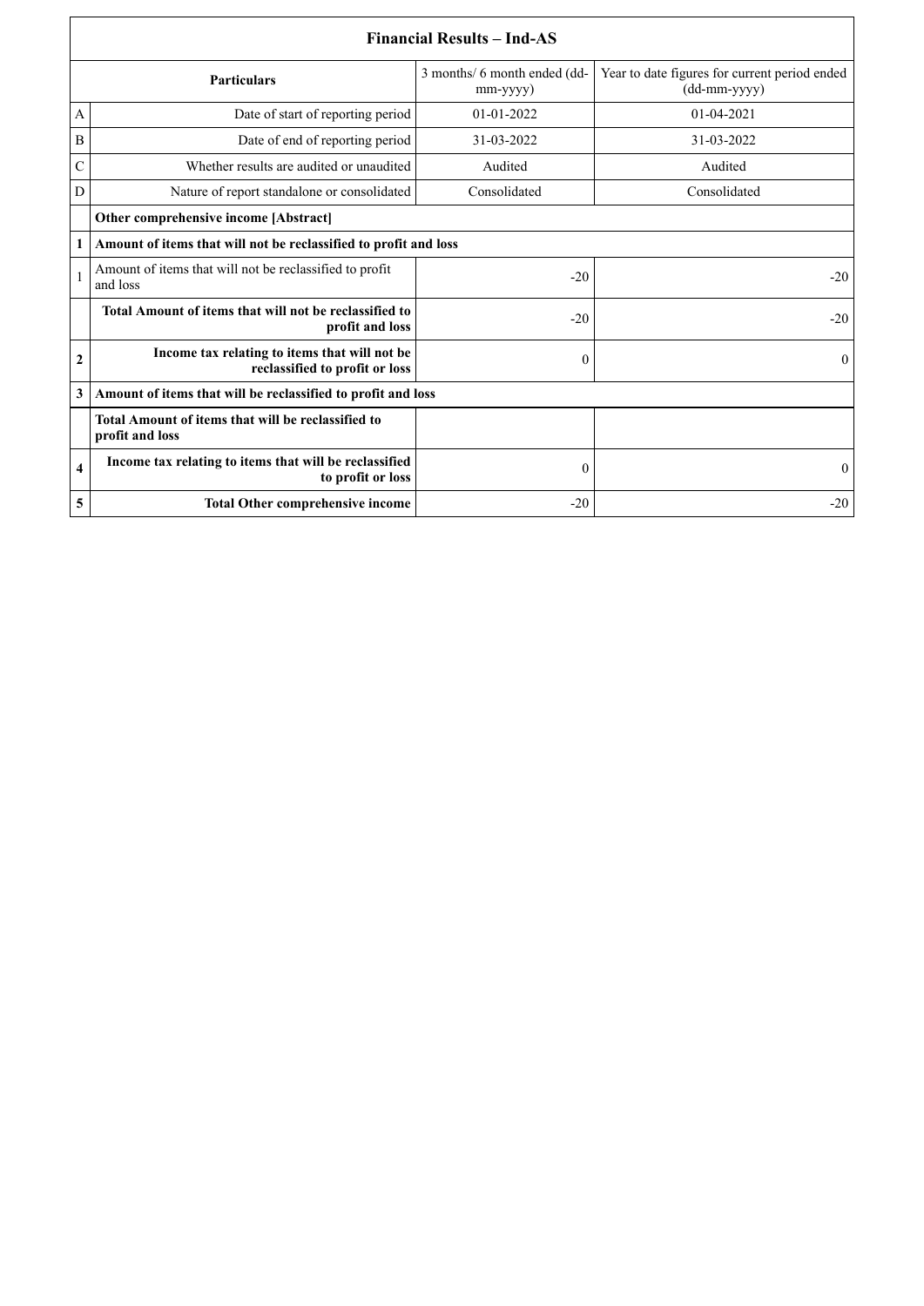| Financial Results – Ind-AS | | | |
|---|---|---|---|
| | **Particulars** | 3 months/ 6 month ended (dd-mm-yyyy) | Year to date figures for current period ended (dd-mm-yyyy) |
| A | Date of start of reporting period | 01-01-2022 | 01-04-2021 |
| B | Date of end of reporting period | 31-03-2022 | 31-03-2022 |
| C | Whether results are audited or unaudited | Audited | Audited |
| D | Nature of report standalone or consolidated | Consolidated | Consolidated |
| | **Other comprehensive income [Abstract]** | | |
| **1** | **Amount of items that will not be reclassified to profit and loss** | | |
| 1 | Amount of items that will not be reclassified to profit and loss | -20 | -20 |
| | **Total Amount of items that will not be reclassified to profit and loss** | -20 | -20 |
| **2** | **Income tax relating to items that will not be reclassified to profit or loss** | 0 | 0 |
| **3** | **Amount of items that will be reclassified to profit and loss** | | |
| | **Total Amount of items that will be reclassified to profit and loss** | | |
| **4** | **Income tax relating to items that will be reclassified to profit or loss** | 0 | 0 |
| **5** | **Total Other comprehensive income** | -20 | -20 |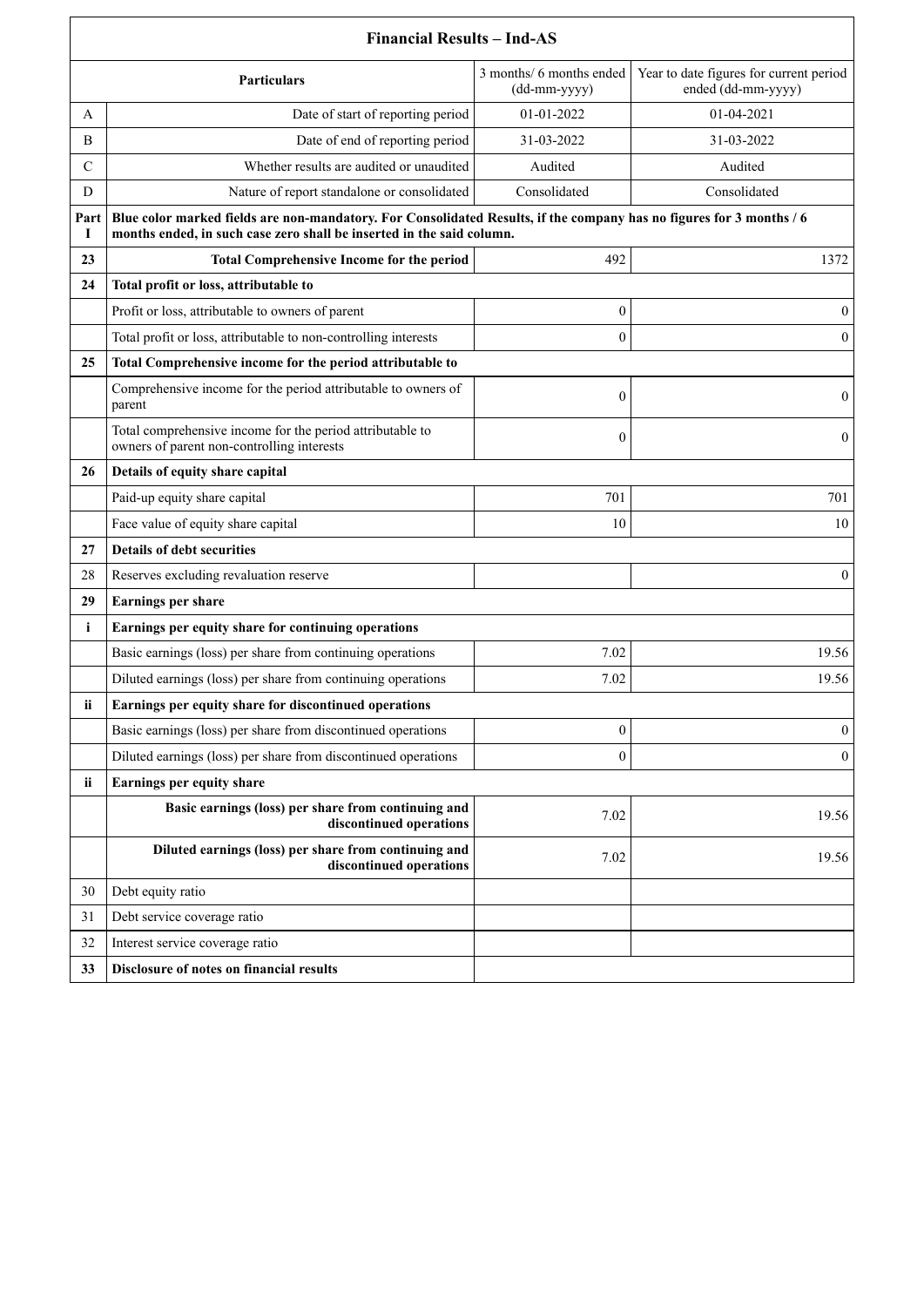| Financial Results – Ind-AS | | | |
|---|---|---|---|
| | **Particulars** | 3 months/ 6 months ended (dd-mm-yyyy) | Year to date figures for current period ended (dd-mm-yyyy) |
| A | Date of start of reporting period | 01-01-2022 | 01-04-2021 |
| B | Date of end of reporting period | 31-03-2022 | 31-03-2022 |
| C | Whether results are audited or unaudited | Audited | Audited |
| D | Nature of report standalone or consolidated | Consolidated | Consolidated |
| **Part I** | **Blue color marked fields are non-mandatory. For Consolidated Results, if the company has no figures for 3 months / 6 months ended, in such case zero shall be inserted in the said column.** | | |
| **23** | **Total Comprehensive Income for the period** | 492 | 1372 |
| **24** | **Total profit or loss, attributable to** | | |
| | Profit or loss, attributable to owners of parent | 0 | 0 |
| | Total profit or loss, attributable to non-controlling interests | 0 | 0 |
| **25** | **Total Comprehensive income for the period attributable to** | | |
| | Comprehensive income for the period attributable to owners of parent | 0 | 0 |
| | Total comprehensive income for the period attributable to owners of parent non-controlling interests | 0 | 0 |
| **26** | **Details of equity share capital** | | |
| | Paid-up equity share capital | 701 | 701 |
| | Face value of equity share capital | 10 | 10 |
| **27** | **Details of debt securities** | | |
| 28 | Reserves excluding revaluation reserve | | 0 |
| **29** | **Earnings per share** | | |
| **i** | **Earnings per equity share for continuing operations** | | |
| | Basic earnings (loss) per share from continuing operations | 7.02 | 19.56 |
| | Diluted earnings (loss) per share from continuing operations | 7.02 | 19.56 |
| **ii** | **Earnings per equity share for discontinued operations** | | |
| | Basic earnings (loss) per share from discontinued operations | 0 | 0 |
| | Diluted earnings (loss) per share from discontinued operations | 0 | 0 |
| **ii** | **Earnings per equity share** | | |
| | **Basic earnings (loss) per share from continuing and discontinued operations** | 7.02 | 19.56 |
| | **Diluted earnings (loss) per share from continuing and discontinued operations** | 7.02 | 19.56 |
| 30 | Debt equity ratio | | |
| 31 | Debt service coverage ratio | | |
| 32 | Interest service coverage ratio | | |
| **33** | **Disclosure of notes on financial results** | | |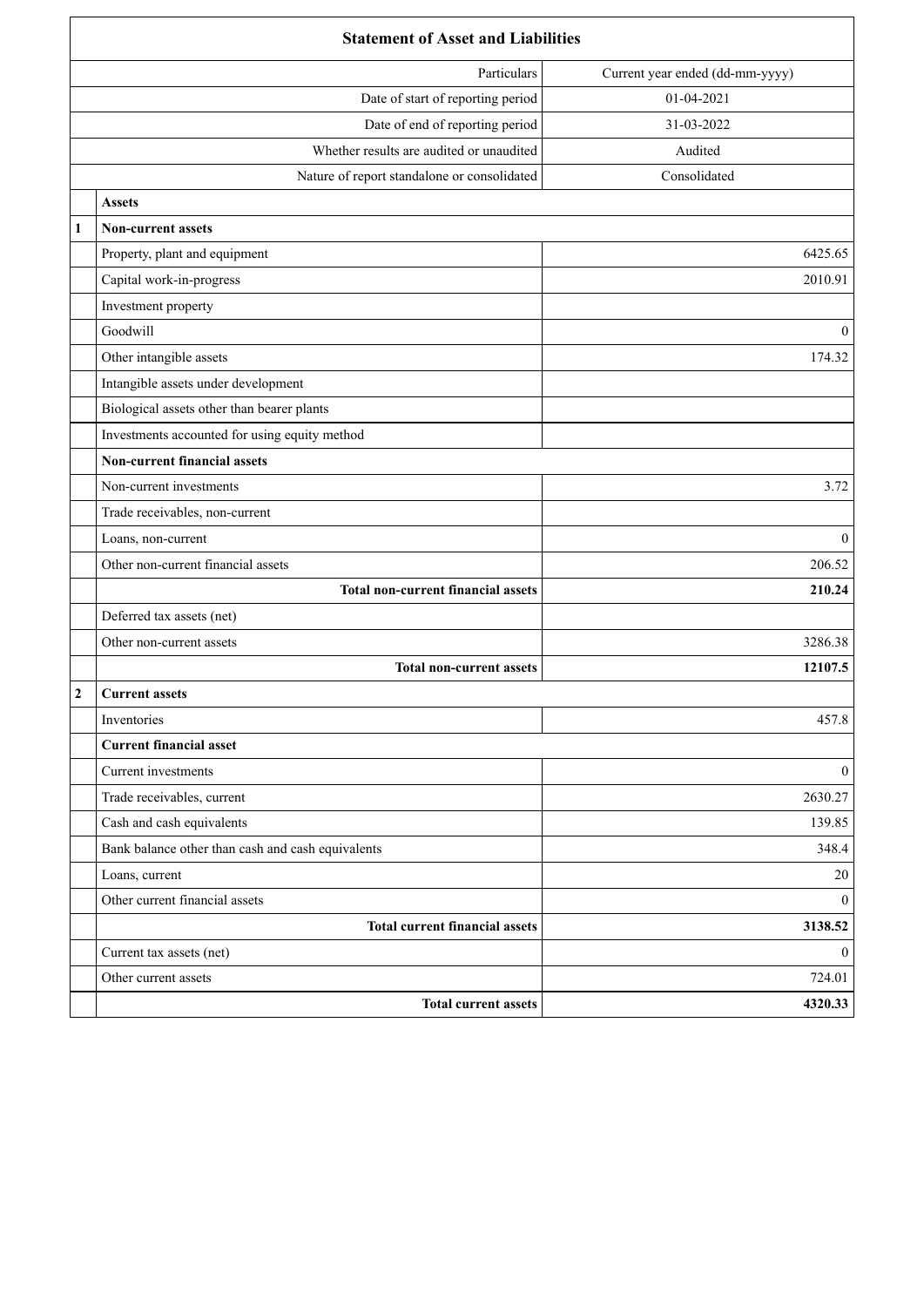## Statement of Asset and Liabilities

| | Particulars | Current year ended (dd-mm-yyyy) |
|---|---|---|
| | Date of start of reporting period | 01-04-2021 |
| | Date of end of reporting period | 31-03-2022 |
| | Whether results are audited or unaudited | Audited |
| | Nature of report standalone or consolidated | Consolidated |
| | **Assets** | |
| **1** | **Non-current assets** | |
| | Property, plant and equipment | 6425.65 |
| | Capital work-in-progress | 2010.91 |
| | Investment property | |
| | Goodwill | 0 |
| | Other intangible assets | 174.32 |
| | Intangible assets under development | |
| | Biological assets other than bearer plants | |
| | Investments accounted for using equity method | |
| | **Non-current financial assets** | |
| | Non-current investments | 3.72 |
| | Trade receivables, non-current | |
| | Loans, non-current | 0 |
| | Other non-current financial assets | 206.52 |
| | **Total non-current financial assets** | **210.24** |
| | Deferred tax assets (net) | |
| | Other non-current assets | 3286.38 |
| | **Total non-current assets** | **12107.5** |
| **2** | **Current assets** | |
| | Inventories | 457.8 |
| | **Current financial asset** | |
| | Current investments | 0 |
| | Trade receivables, current | 2630.27 |
| | Cash and cash equivalents | 139.85 |
| | Bank balance other than cash and cash equivalents | 348.4 |
| | Loans, current | 20 |
| | Other current financial assets | 0 |
| | **Total current financial assets** | **3138.52** |
| | Current tax assets (net) | 0 |
| | Other current assets | 724.01 |
| | **Total current assets** | **4320.33** |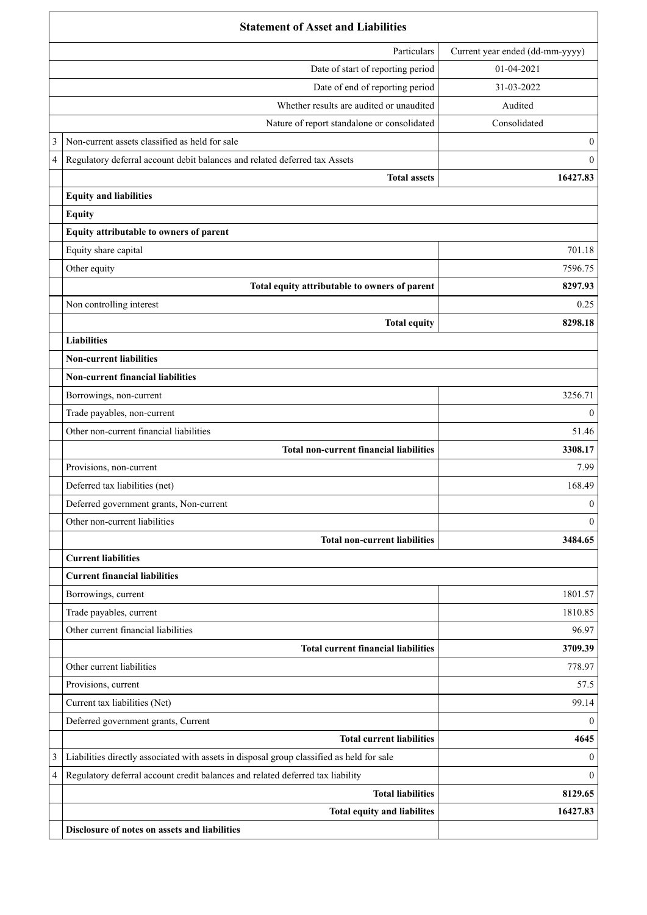| | Statement of Asset and Liabilities | |
|---|---|---|
| | Particulars | Current year ended (dd-mm-yyyy) |
| | Date of start of reporting period | 01-04-2021 |
| | Date of end of reporting period | 31-03-2022 |
| | Whether results are audited or unaudited | Audited |
| | Nature of report standalone or consolidated | Consolidated |
| 3 | Non-current assets classified as held for sale | 0 |
| 4 | Regulatory deferral account debit balances and related deferred tax Assets | 0 |
| | **Total assets** | **16427.83** |
| | **Equity and liabilities** | |
| | **Equity** | |
| | **Equity attributable to owners of parent** | |
| | Equity share capital | 701.18 |
| | Other equity | 7596.75 |
| | **Total equity attributable to owners of parent** | **8297.93** |
| | Non controlling interest | 0.25 |
| | **Total equity** | **8298.18** |
| | **Liabilities** | |
| | **Non-current liabilities** | |
| | **Non-current financial liabilities** | |
| | Borrowings, non-current | 3256.71 |
| | Trade payables, non-current | 0 |
| | Other non-current financial liabilities | 51.46 |
| | **Total non-current financial liabilities** | **3308.17** |
| | Provisions, non-current | 7.99 |
| | Deferred tax liabilities (net) | 168.49 |
| | Deferred government grants, Non-current | 0 |
| | Other non-current liabilities | 0 |
| | **Total non-current liabilities** | **3484.65** |
| | **Current liabilities** | |
| | **Current financial liabilities** | |
| | Borrowings, current | 1801.57 |
| | Trade payables, current | 1810.85 |
| | Other current financial liabilities | 96.97 |
| | **Total current financial liabilities** | **3709.39** |
| | Other current liabilities | 778.97 |
| | Provisions, current | 57.5 |
| | Current tax liabilities (Net) | 99.14 |
| | Deferred government grants, Current | 0 |
| | **Total current liabilities** | **4645** |
| 3 | Liabilities directly associated with assets in disposal group classified as held for sale | 0 |
| 4 | Regulatory deferral account credit balances and related deferred tax liability | 0 |
| | **Total liabilities** | **8129.65** |
| | **Total equity and liabilites** | **16427.83** |
| | **Disclosure of notes on assets and liabilities** | |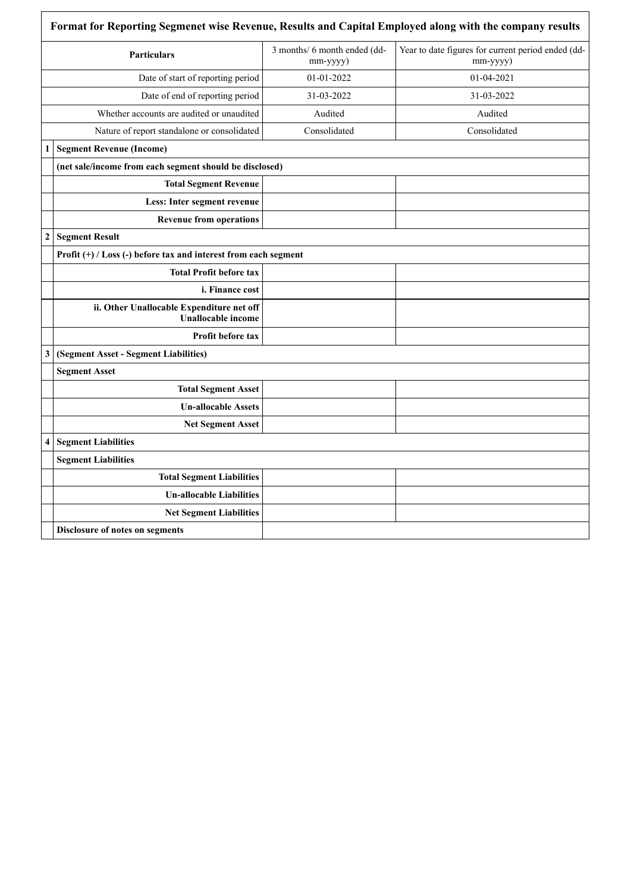| | Format for Reporting Segmenet wise Revenue, Results and Capital Employed along with the company results | | |
|---|---|---|---|
| | **Particulars** | 3 months/ 6 month ended (dd-mm-yyyy) | Year to date figures for current period ended (dd-mm-yyyy) |
| | Date of start of reporting period | 01-01-2022 | 01-04-2021 |
| | Date of end of reporting period | 31-03-2022 | 31-03-2022 |
| | Whether accounts are audited or unaudited | Audited | Audited |
| | Nature of report standalone or consolidated | Consolidated | Consolidated |
| **1** | **Segment Revenue (Income)** | | |
| | **(net sale/income from each segment should be disclosed)** | | |
| | **Total Segment Revenue** | | |
| | **Less: Inter segment revenue** | | |
| | **Revenue from operations** | | |
| **2** | **Segment Result** | | |
| | **Profit (+) / Loss (-) before tax and interest from each segment** | | |
| | **Total Profit before tax** | | |
| | **i. Finance cost** | | |
| | **ii. Other Unallocable Expenditure net off Unallocable income** | | |
| | **Profit before tax** | | |
| **3** | **(Segment Asset - Segment Liabilities)** | | |
| | **Segment Asset** | | |
| | **Total Segment Asset** | | |
| | **Un-allocable Assets** | | |
| | **Net Segment Asset** | | |
| **4** | **Segment Liabilities** | | |
| | **Segment Liabilities** | | |
| | **Total Segment Liabilities** | | |
| | **Un-allocable Liabilities** | | |
| | **Net Segment Liabilities** | | |
| | **Disclosure of notes on segments** | | |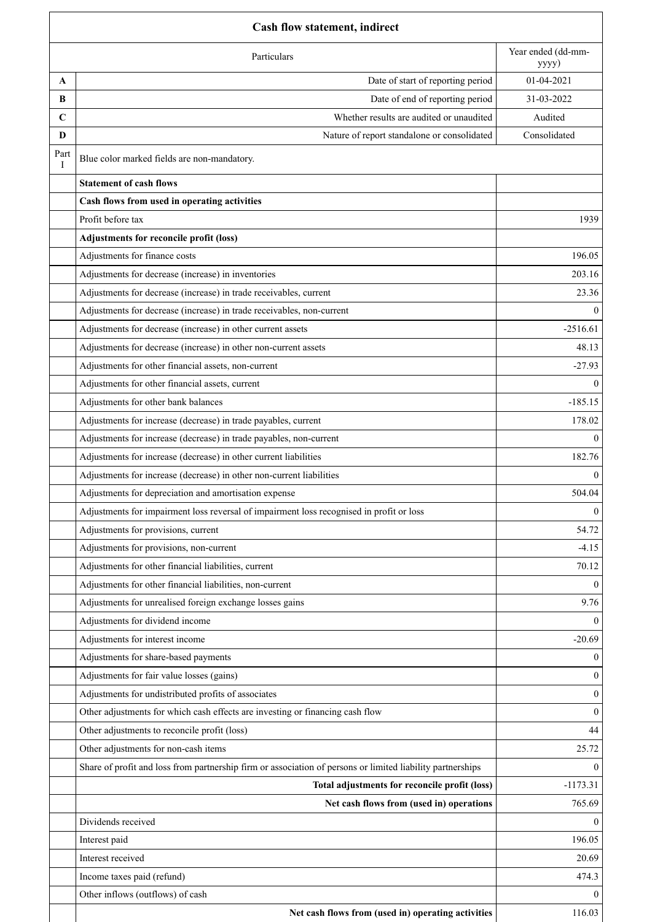| | Cash flow statement, indirect | |
|---|---|---|
| | Particulars | Year ended (dd-mm-yyyy) |
| A | Date of start of reporting period | 01-04-2021 |
| B | Date of end of reporting period | 31-03-2022 |
| C | Whether results are audited or unaudited | Audited |
| D | Nature of report standalone or consolidated | Consolidated |
| Part I | Blue color marked fields are non-mandatory. | |
| | **Statement of cash flows** | |
| | **Cash flows from used in operating activities** | |
| | Profit before tax | 1939 |
| | **Adjustments for reconcile profit (loss)** | |
| | Adjustments for finance costs | 196.05 |
| | Adjustments for decrease (increase) in inventories | 203.16 |
| | Adjustments for decrease (increase) in trade receivables, current | 23.36 |
| | Adjustments for decrease (increase) in trade receivables, non-current | 0 |
| | Adjustments for decrease (increase) in other current assets | -2516.61 |
| | Adjustments for decrease (increase) in other non-current assets | 48.13 |
| | Adjustments for other financial assets, non-current | -27.93 |
| | Adjustments for other financial assets, current | 0 |
| | Adjustments for other bank balances | -185.15 |
| | Adjustments for increase (decrease) in trade payables, current | 178.02 |
| | Adjustments for increase (decrease) in trade payables, non-current | 0 |
| | Adjustments for increase (decrease) in other current liabilities | 182.76 |
| | Adjustments for increase (decrease) in other non-current liabilities | 0 |
| | Adjustments for depreciation and amortisation expense | 504.04 |
| | Adjustments for impairment loss reversal of impairment loss recognised in profit or loss | 0 |
| | Adjustments for provisions, current | 54.72 |
| | Adjustments for provisions, non-current | -4.15 |
| | Adjustments for other financial liabilities, current | 70.12 |
| | Adjustments for other financial liabilities, non-current | 0 |
| | Adjustments for unrealised foreign exchange losses gains | 9.76 |
| | Adjustments for dividend income | 0 |
| | Adjustments for interest income | -20.69 |
| | Adjustments for share-based payments | 0 |
| | Adjustments for fair value losses (gains) | 0 |
| | Adjustments for undistributed profits of associates | 0 |
| | Other adjustments for which cash effects are investing or financing cash flow | 0 |
| | Other adjustments to reconcile profit (loss) | 44 |
| | Other adjustments for non-cash items | 25.72 |
| | Share of profit and loss from partnership firm or association of persons or limited liability partnerships | 0 |
| | **Total adjustments for reconcile profit (loss)** | -1173.31 |
| | **Net cash flows from (used in) operations** | 765.69 |
| | Dividends received | 0 |
| | Interest paid | 196.05 |
| | Interest received | 20.69 |
| | Income taxes paid (refund) | 474.3 |
| | Other inflows (outflows) of cash | 0 |
| | **Net cash flows from (used in) operating activities** | 116.03 |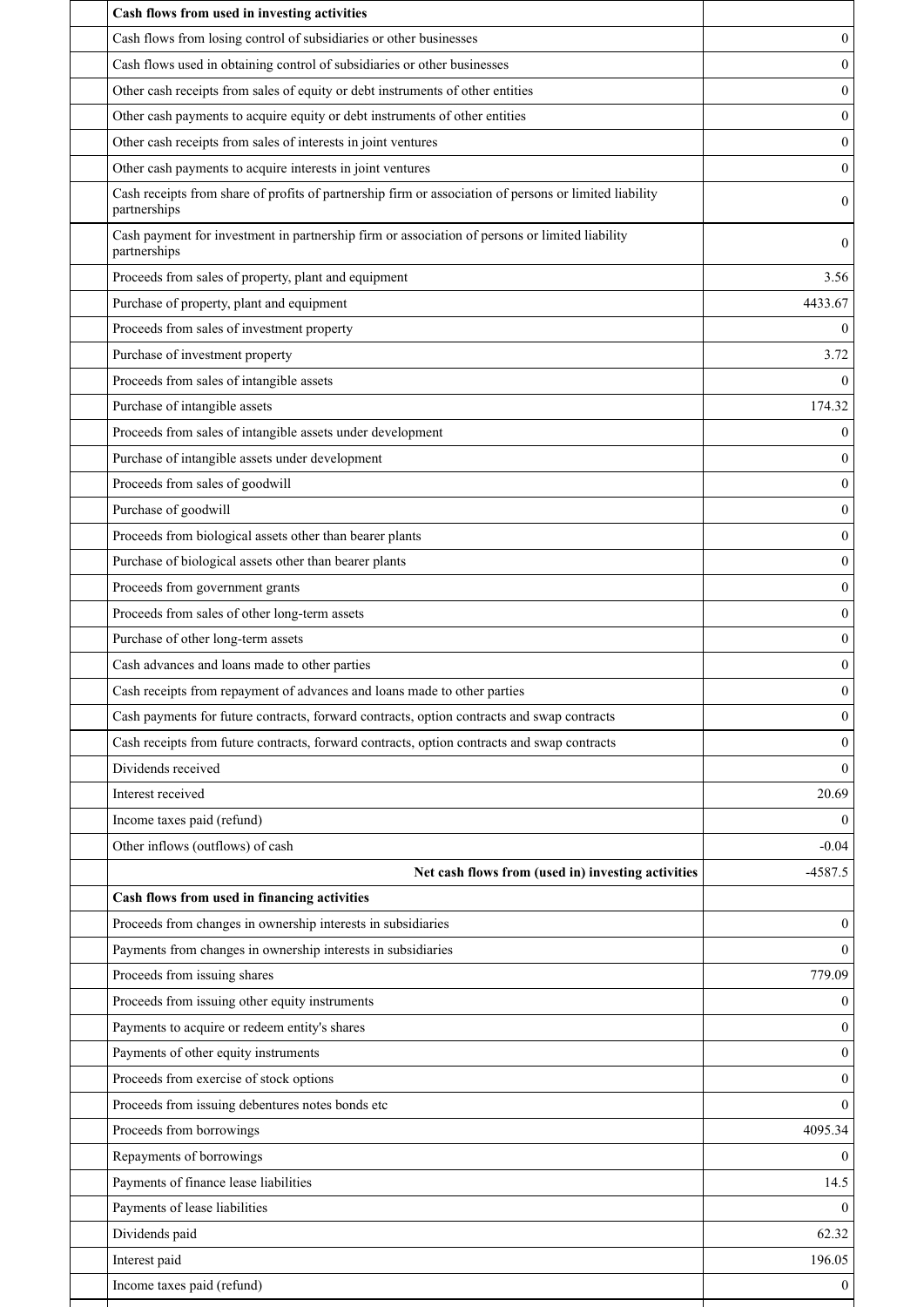| | | |
|---|---|---|
| | **Cash flows from used in investing activities** | |
| | Cash flows from losing control of subsidiaries or other businesses | 0 |
| | Cash flows used in obtaining control of subsidiaries or other businesses | 0 |
| | Other cash receipts from sales of equity or debt instruments of other entities | 0 |
| | Other cash payments to acquire equity or debt instruments of other entities | 0 |
| | Other cash receipts from sales of interests in joint ventures | 0 |
| | Other cash payments to acquire interests in joint ventures | 0 |
| | Cash receipts from share of profits of partnership firm or association of persons or limited liability partnerships | 0 |
| | Cash payment for investment in partnership firm or association of persons or limited liability partnerships | 0 |
| | Proceeds from sales of property, plant and equipment | 3.56 |
| | Purchase of property, plant and equipment | 4433.67 |
| | Proceeds from sales of investment property | 0 |
| | Purchase of investment property | 3.72 |
| | Proceeds from sales of intangible assets | 0 |
| | Purchase of intangible assets | 174.32 |
| | Proceeds from sales of intangible assets under development | 0 |
| | Purchase of intangible assets under development | 0 |
| | Proceeds from sales of goodwill | 0 |
| | Purchase of goodwill | 0 |
| | Proceeds from biological assets other than bearer plants | 0 |
| | Purchase of biological assets other than bearer plants | 0 |
| | Proceeds from government grants | 0 |
| | Proceeds from sales of other long-term assets | 0 |
| | Purchase of other long-term assets | 0 |
| | Cash advances and loans made to other parties | 0 |
| | Cash receipts from repayment of advances and loans made to other parties | 0 |
| | Cash payments for future contracts, forward contracts, option contracts and swap contracts | 0 |
| | Cash receipts from future contracts, forward contracts, option contracts and swap contracts | 0 |
| | Dividends received | 0 |
| | Interest received | 20.69 |
| | Income taxes paid (refund) | 0 |
| | Other inflows (outflows) of cash | -0.04 |
| | **Net cash flows from (used in) investing activities** | -4587.5 |
| | **Cash flows from used in financing activities** | |
| | Proceeds from changes in ownership interests in subsidiaries | 0 |
| | Payments from changes in ownership interests in subsidiaries | 0 |
| | Proceeds from issuing shares | 779.09 |
| | Proceeds from issuing other equity instruments | 0 |
| | Payments to acquire or redeem entity's shares | 0 |
| | Payments of other equity instruments | 0 |
| | Proceeds from exercise of stock options | 0 |
| | Proceeds from issuing debentures notes bonds etc | 0 |
| | Proceeds from borrowings | 4095.34 |
| | Repayments of borrowings | 0 |
| | Payments of finance lease liabilities | 14.5 |
| | Payments of lease liabilities | 0 |
| | Dividends paid | 62.32 |
| | Interest paid | 196.05 |
| | Income taxes paid (refund) | 0 |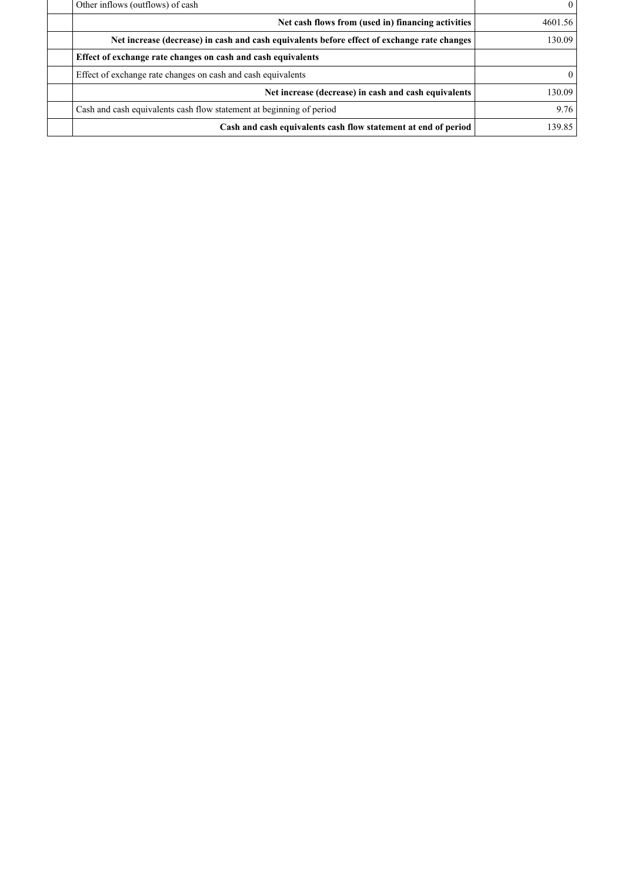| | | |
|---|---|---|
| | Other inflows (outflows) of cash | 0 |
| | **Net cash flows from (used in) financing activities** | 4601.56 |
| | **Net increase (decrease) in cash and cash equivalents before effect of exchange rate changes** | 130.09 |
| | **Effect of exchange rate changes on cash and cash equivalents** | |
| | Effect of exchange rate changes on cash and cash equivalents | 0 |
| | **Net increase (decrease) in cash and cash equivalents** | 130.09 |
| | Cash and cash equivalents cash flow statement at beginning of period | 9.76 |
| | **Cash and cash equivalents cash flow statement at end of period** | 139.85 |